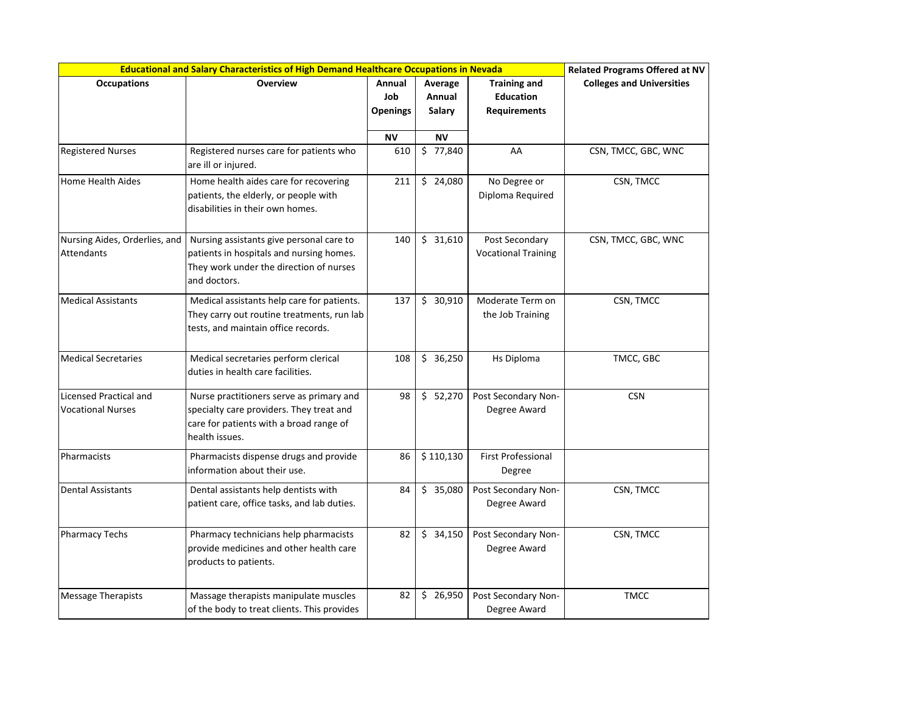| Educational and Salary Characteristics of High Demand Healthcare Occupations in Nevada | | | | | Related Programs Offered at NV Colleges and Universities |
|---|---|---|---|---|---|
| Occupations | Overview | Annual Job Openings | Average Annual Salary | Training and Education Requirements | |
| | | NV | NV | | |
| Registered Nurses | Registered nurses care for patients who are ill or injured. | 610 | $ 77,840 | AA | CSN, TMCC, GBC, WNC |
| Home Health Aides | Home health aides care for recovering patients, the elderly, or people with disabilities in their own homes. | 211 | $ 24,080 | No Degree or Diploma Required | CSN, TMCC |
| Nursing Aides, Orderlies, and Attendants | Nursing assistants give personal care to patients in hospitals and nursing homes. They work under the direction of nurses and doctors. | 140 | $ 31,610 | Post Secondary Vocational Training | CSN, TMCC, GBC, WNC |
| Medical Assistants | Medical assistants help care for patients. They carry out routine treatments, run lab tests, and maintain office records. | 137 | $ 30,910 | Moderate Term on the Job Training | CSN, TMCC |
| Medical Secretaries | Medical secretaries perform clerical duties in health care facilities. | 108 | $ 36,250 | Hs Diploma | TMCC, GBC |
| Licensed Practical and Vocational Nurses | Nurse practitioners serve as primary and specialty care providers. They treat and care for patients with a broad range of health issues. | 98 | $ 52,270 | Post Secondary Non-Degree Award | CSN |
| Pharmacists | Pharmacists dispense drugs and provide information about their use. | 86 | $ 110,130 | First Professional Degree | |
| Dental Assistants | Dental assistants help dentists with patient care, office tasks, and lab duties. | 84 | $ 35,080 | Post Secondary Non-Degree Award | CSN, TMCC |
| Pharmacy Techs | Pharmacy technicians help pharmacists provide medicines and other health care products to patients. | 82 | $ 34,150 | Post Secondary Non-Degree Award | CSN, TMCC |
| Message Therapists | Massage therapists manipulate muscles of the body to treat clients. This provides | 82 | $ 26,950 | Post Secondary Non-Degree Award | TMCC |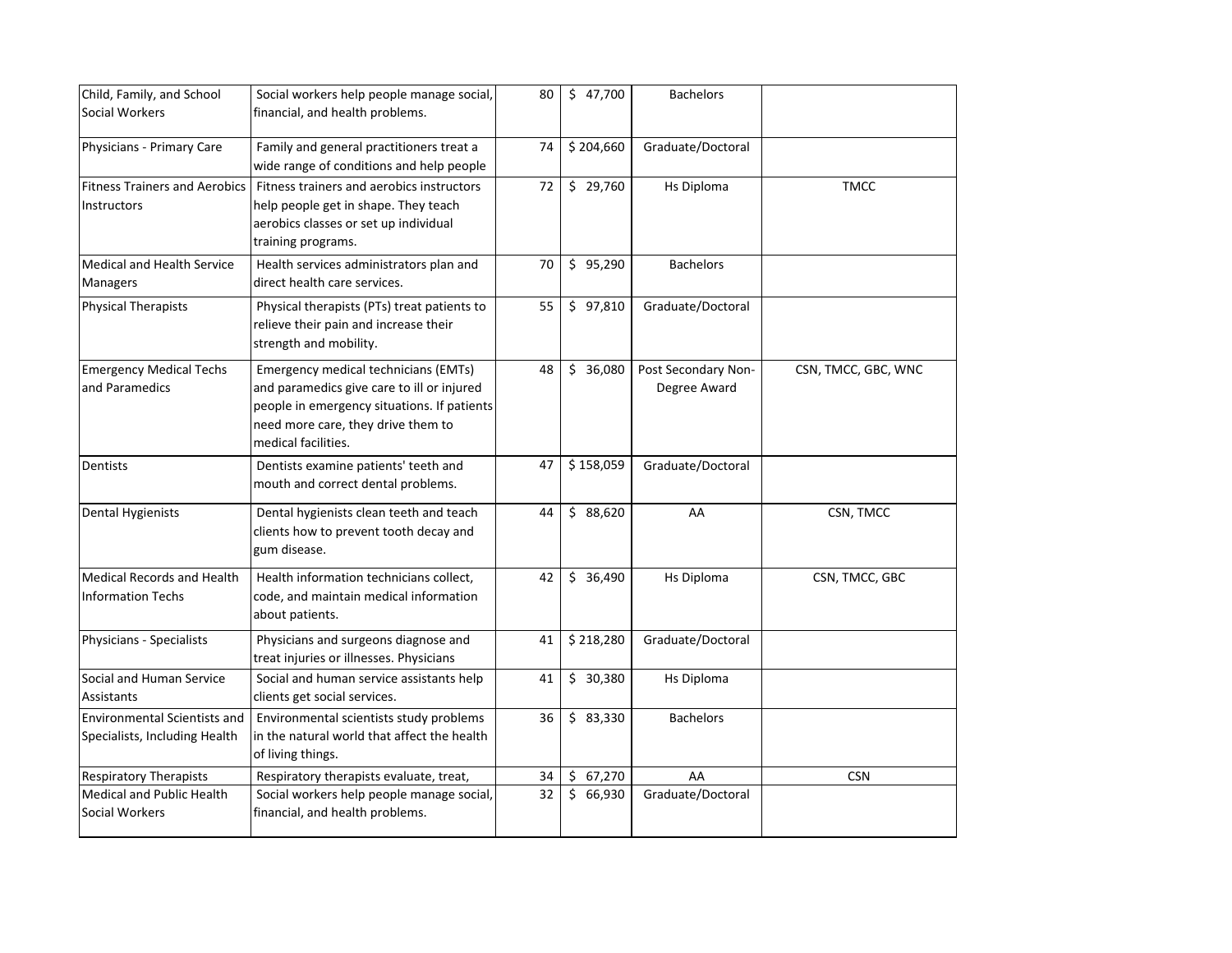| | | | | | |
|---|---|---|---|---|---|
| Child, Family, and School Social Workers | Social workers help people manage social, financial, and health problems. | 80 | $ 47,700 | Bachelors | |
| Physicians - Primary Care | Family and general practitioners treat a wide range of conditions and help people | 74 | $ 204,660 | Graduate/Doctoral | |
| Fitness Trainers and Aerobics Instructors | Fitness trainers and aerobics instructors help people get in shape. They teach aerobics classes or set up individual training programs. | 72 | $ 29,760 | Hs Diploma | TMCC |
| Medical and Health Service Managers | Health services administrators plan and direct health care services. | 70 | $ 95,290 | Bachelors | |
| Physical Therapists | Physical therapists (PTs) treat patients to relieve their pain and increase their strength and mobility. | 55 | $ 97,810 | Graduate/Doctoral | |
| Emergency Medical Techs and Paramedics | Emergency medical technicians (EMTs) and paramedics give care to ill or injured people in emergency situations. If patients need more care, they drive them to medical facilities. | 48 | $ 36,080 | Post Secondary Non-Degree Award | CSN, TMCC, GBC, WNC |
| Dentists | Dentists examine patients' teeth and mouth and correct dental problems. | 47 | $ 158,059 | Graduate/Doctoral | |
| Dental Hygienists | Dental hygienists clean teeth and teach clients how to prevent tooth decay and gum disease. | 44 | $ 88,620 | AA | CSN, TMCC |
| Medical Records and Health Information Techs | Health information technicians collect, code, and maintain medical information about patients. | 42 | $ 36,490 | Hs Diploma | CSN, TMCC, GBC |
| Physicians - Specialists | Physicians and surgeons diagnose and treat injuries or illnesses. Physicians | 41 | $ 218,280 | Graduate/Doctoral | |
| Social and Human Service Assistants | Social and human service assistants help clients get social services. | 41 | $ 30,380 | Hs Diploma | |
| Environmental Scientists and Specialists, Including Health | Environmental scientists study problems in the natural world that affect the health of living things. | 36 | $ 83,330 | Bachelors | |
| Respiratory Therapists | Respiratory therapists evaluate, treat, | 34 | $ 67,270 | AA | CSN |
| Medical and Public Health Social Workers | Social workers help people manage social, financial, and health problems. | 32 | $ 66,930 | Graduate/Doctoral | |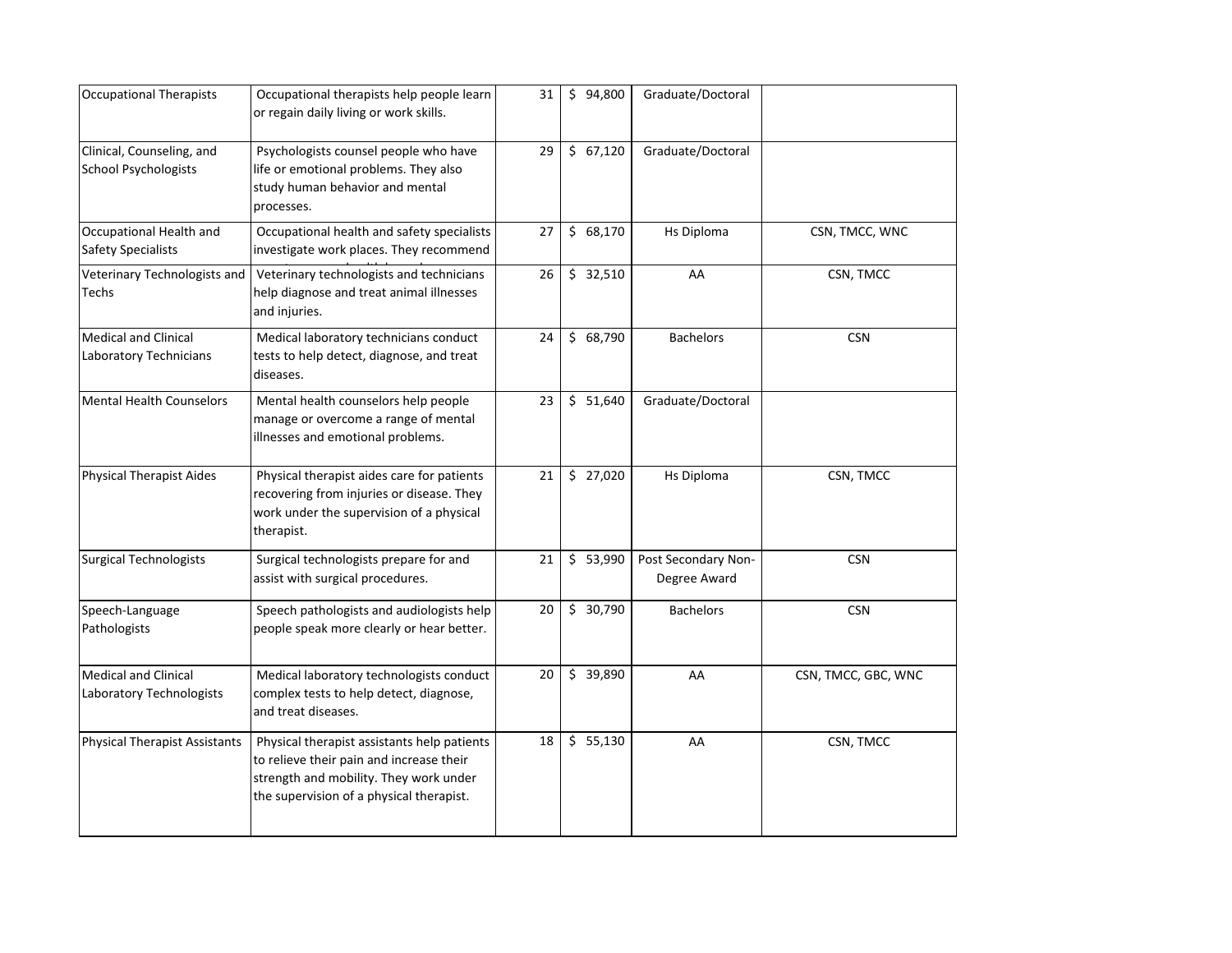| | | | | | |
|---|---|---|---|---|---|
| Occupational Therapists | Occupational therapists help people learn or regain daily living or work skills. | 31 | $ 94,800 | Graduate/Doctoral | |
| Clinical, Counseling, and School Psychologists | Psychologists counsel people who have life or emotional problems. They also study human behavior and mental processes. | 29 | $ 67,120 | Graduate/Doctoral | |
| Occupational Health and Safety Specialists | Occupational health and safety specialists investigate work places. They recommend | 27 | $ 68,170 | Hs Diploma | CSN, TMCC, WNC |
| Veterinary Technologists and Techs | Veterinary technologists and technicians help diagnose and treat animal illnesses and injuries. | 26 | $ 32,510 | AA | CSN, TMCC |
| Medical and Clinical Laboratory Technicians | Medical laboratory technicians conduct tests to help detect, diagnose, and treat diseases. | 24 | $ 68,790 | Bachelors | CSN |
| Mental Health Counselors | Mental health counselors help people manage or overcome a range of mental illnesses and emotional problems. | 23 | $ 51,640 | Graduate/Doctoral | |
| Physical Therapist Aides | Physical therapist aides care for patients recovering from injuries or disease. They work under the supervision of a physical therapist. | 21 | $ 27,020 | Hs Diploma | CSN, TMCC |
| Surgical Technologists | Surgical technologists prepare for and assist with surgical procedures. | 21 | $ 53,990 | Post Secondary Non-Degree Award | CSN |
| Speech-Language Pathologists | Speech pathologists and audiologists help people speak more clearly or hear better. | 20 | $ 30,790 | Bachelors | CSN |
| Medical and Clinical Laboratory Technologists | Medical laboratory technologists conduct complex tests to help detect, diagnose, and treat diseases. | 20 | $ 39,890 | AA | CSN, TMCC, GBC, WNC |
| Physical Therapist Assistants | Physical therapist assistants help patients to relieve their pain and increase their strength and mobility. They work under the supervision of a physical therapist. | 18 | $ 55,130 | AA | CSN, TMCC |